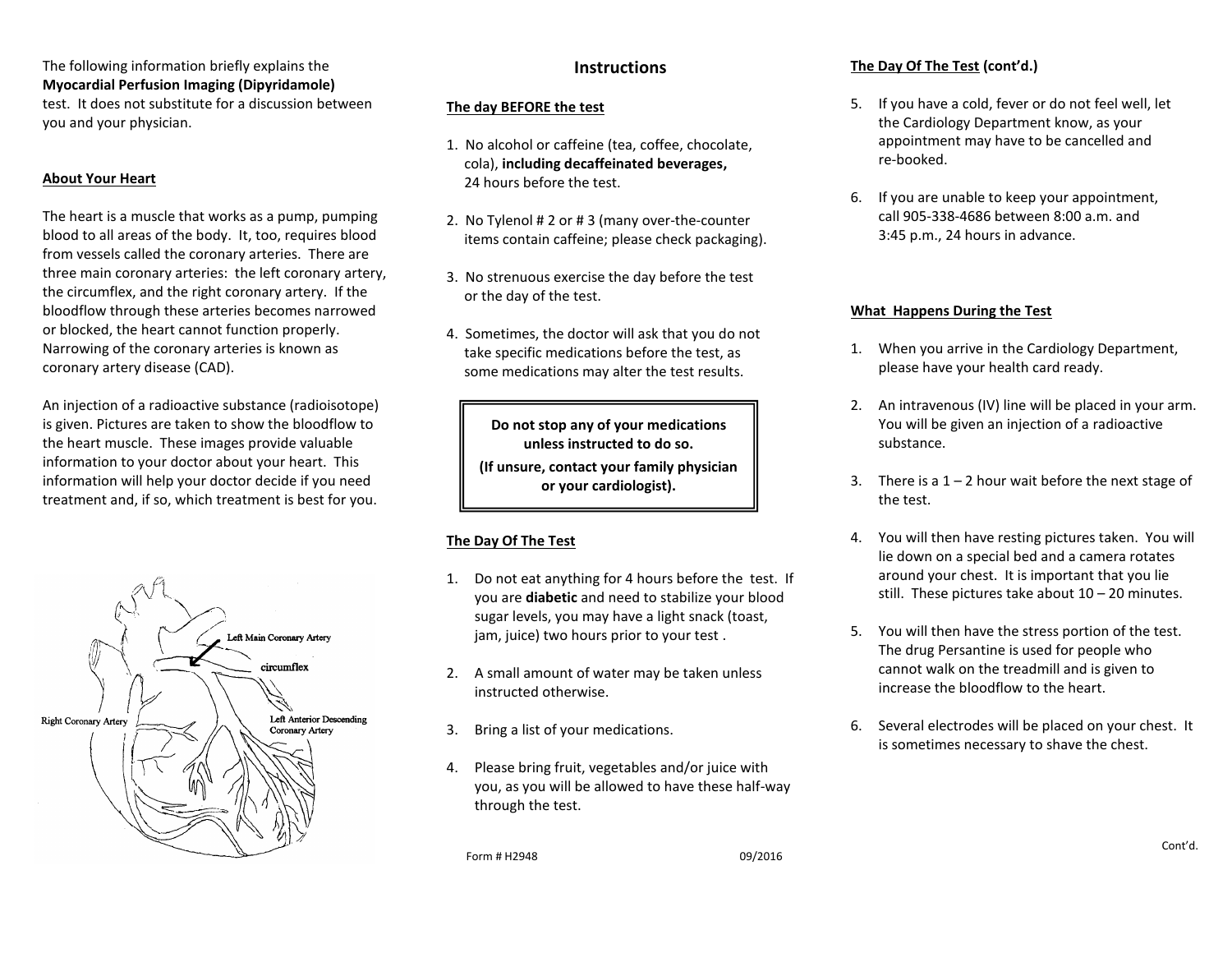The following information briefly explains the **Myocardial Perfusion Imaging (Dipyridamole)** test. It does not substitute for a discussion between you and your physician.

## About Your Heart

The heart is a muscle that works as a pump, pumping blood to all areas of the body. It, too, requires blood from vessels called the coronary arteries. There are three main coronary arteries: the left coronary artery, the circumflex, and the right coronary artery. If the bloodflow through these arteries becomes narrowed or blocked, the heart cannot function properly. Narrowing of the coronary arteries is known as coronary artery disease (CAD).

An injection of a radioactive substance (radioisotope) is given. Pictures are taken to show the bloodflow to the heart muscle. These images provide valuable information to your doctor about your heart. This information will help your doctor decide if you need treatment and, if so, which treatment is best for you.

Left Main Coronary Artery

circumflex

Right Coronary Artery

Left Anterior Descending Coronary Artery

# Instructions

## The day BEFORE the test

1. No alcohol or caffeine (tea, coffee, chocolate, cola), **including decaffeinated beverages,** 24 hours before the test.
2. No Tylenol # 2 or # 3 (many over-the-counter items contain caffeine; please check packaging).
3. No strenuous exercise the day before the test or the day of the test.
4. Sometimes, the doctor will ask that you do not take specific medications before the test, as some medications may alter the test results.

> **Do not stop any of your medications unless instructed to do so.**
>
> **(If unsure, contact your family physician or your cardiologist).**

## The Day Of The Test

1. Do not eat anything for 4 hours before the test. If you are **diabetic** and need to stabilize your blood sugar levels, you may have a light snack (toast, jam, juice) two hours prior to your test .
2. A small amount of water may be taken unless instructed otherwise.
3. Bring a list of your medications.
4. Please bring fruit, vegetables and/or juice with you, as you will be allowed to have these half-way through the test.

Form # H2948 09/2016

## The Day Of The Test (cont'd.)

5. If you have a cold, fever or do not feel well, let the Cardiology Department know, as your appointment may have to be cancelled and re-booked.
6. If you are unable to keep your appointment, call 905-338-4686 between 8:00 a.m. and 3:45 p.m., 24 hours in advance.

## What Happens During the Test

1. When you arrive in the Cardiology Department, please have your health card ready.
2. An intravenous (IV) line will be placed in your arm. You will be given an injection of a radioactive substance.
3. There is a 1 – 2 hour wait before the next stage of the test.
4. You will then have resting pictures taken. You will lie down on a special bed and a camera rotates around your chest. It is important that you lie still. These pictures take about 10 – 20 minutes.
5. You will then have the stress portion of the test. The drug Persantine is used for people who cannot walk on the treadmill and is given to increase the bloodflow to the heart.
6. Several electrodes will be placed on your chest. It is sometimes necessary to shave the chest.

Cont'd.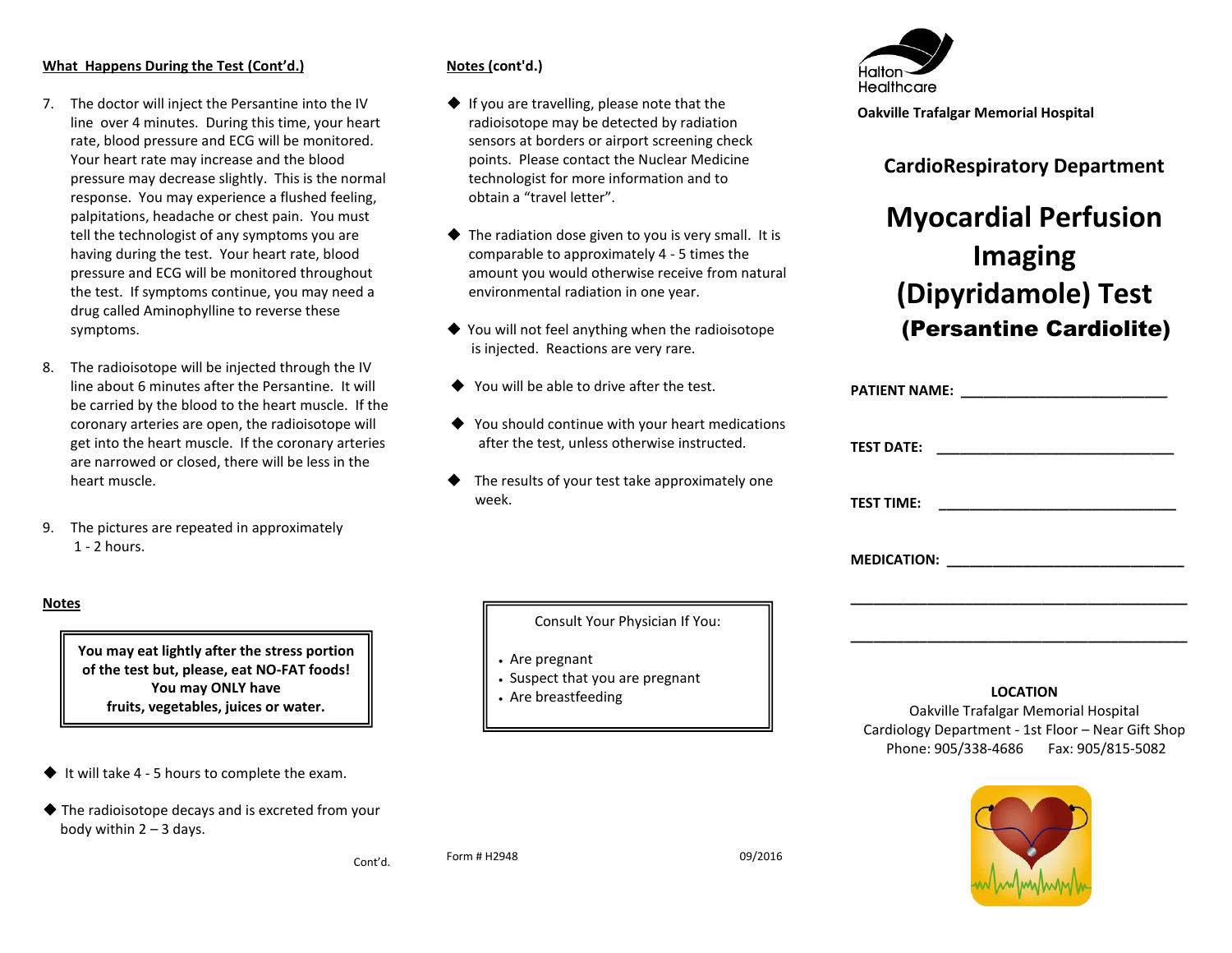**What Happens During the Test (Cont'd.)**

7. The doctor will inject the Persantine into the IV line over 4 minutes. During this time, your heart rate, blood pressure and ECG will be monitored. Your heart rate may increase and the blood pressure may decrease slightly. This is the normal response. You may experience a flushed feeling, palpitations, headache or chest pain. You must tell the technologist of any symptoms you are having during the test. Your heart rate, blood pressure and ECG will be monitored throughout the test. If symptoms continue, you may need a drug called Aminophylline to reverse these symptoms.

8. The radioisotope will be injected through the IV line about 6 minutes after the Persantine. It will be carried by the blood to the heart muscle. If the coronary arteries are open, the radioisotope will get into the heart muscle. If the coronary arteries are narrowed or closed, there will be less in the heart muscle.

9. The pictures are repeated in approximately 1 - 2 hours.

**Notes**

> **You may eat lightly after the stress portion of the test but, please, eat NO-FAT foods! You may ONLY have fruits, vegetables, juices or water.**

- It will take 4 - 5 hours to complete the exam.
- The radioisotope decays and is excreted from your body within 2 – 3 days.

Cont'd.

**Notes (cont'd.)**

- If you are travelling, please note that the radioisotope may be detected by radiation sensors at borders or airport screening check points. Please contact the Nuclear Medicine technologist for more information and to obtain a "travel letter".
- The radiation dose given to you is very small. It is comparable to approximately 4 - 5 times the amount you would otherwise receive from natural environmental radiation in one year.
- You will not feel anything when the radioisotope is injected. Reactions are very rare.
- You will be able to drive after the test.
- You should continue with your heart medications after the test, unless otherwise instructed.
- The results of your test take approximately one week.

> Consult Your Physician If You:
>
> - Are pregnant
> - Suspect that you are pregnant
> - Are breastfeeding

Form # H2948 09/2016

Halton Healthcare

**Oakville Trafalgar Memorial Hospital**

## CardioRespiratory Department

# Myocardial Perfusion Imaging (Dipyridamole) Test

## (Persantine Cardiolite)

**PATIENT NAME:** ____________________________

**TEST DATE:** ____________________________

**TEST TIME:** ____________________________

**MEDICATION:** ____________________________

____________________________________________

____________________________________________

**LOCATION**

Oakville Trafalgar Memorial Hospital
Cardiology Department - 1st Floor – Near Gift Shop
Phone: 905/338-4686 Fax: 905/815-5082